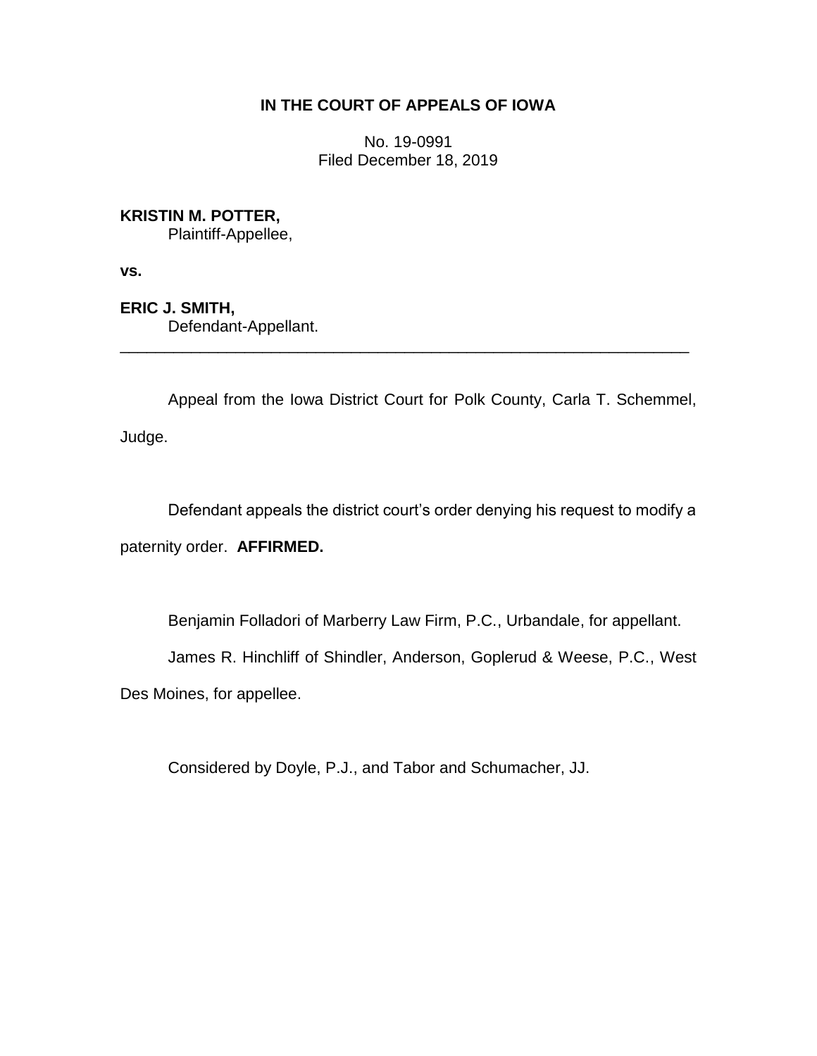**IN THE COURT OF APPEALS OF IOWA**

No. 19-0991
Filed December 18, 2019

**KRISTIN M. POTTER,**
Plaintiff-Appellee,

**vs.**

**ERIC J. SMITH,**
Defendant-Appellant.

---

Appeal from the Iowa District Court for Polk County, Carla T. Schemmel, Judge.

Defendant appeals the district court's order denying his request to modify a paternity order. **AFFIRMED.**

Benjamin Folladori of Marberry Law Firm, P.C., Urbandale, for appellant.

James R. Hinchliff of Shindler, Anderson, Goplerud & Weese, P.C., West Des Moines, for appellee.

Considered by Doyle, P.J., and Tabor and Schumacher, JJ.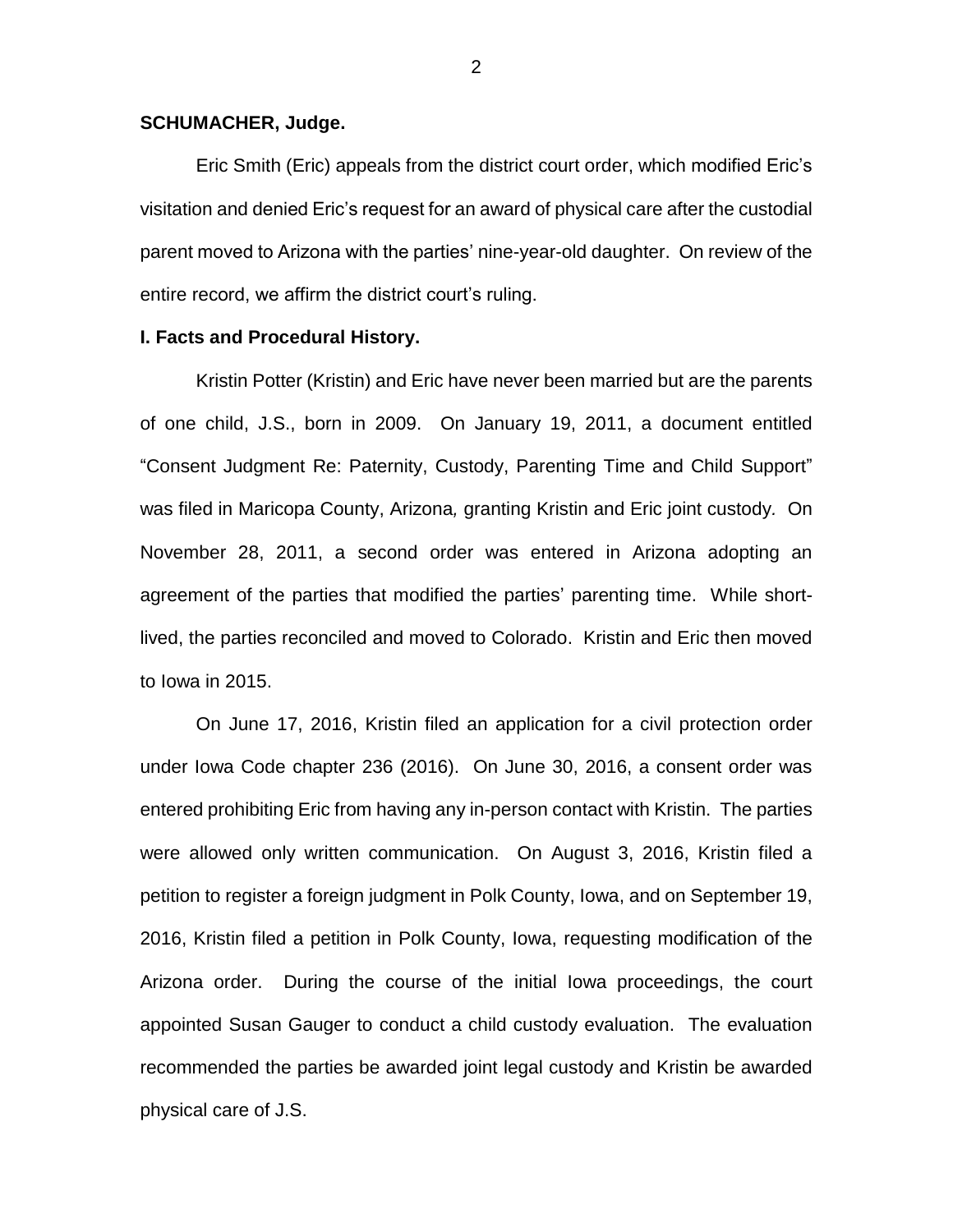**SCHUMACHER, Judge.**

Eric Smith (Eric) appeals from the district court order, which modified Eric's visitation and denied Eric's request for an award of physical care after the custodial parent moved to Arizona with the parties' nine-year-old daughter. On review of the entire record, we affirm the district court's ruling.

**I. Facts and Procedural History.**

Kristin Potter (Kristin) and Eric have never been married but are the parents of one child, J.S., born in 2009. On January 19, 2011, a document entitled "Consent Judgment Re: Paternity, Custody, Parenting Time and Child Support" was filed in Maricopa County, Arizona*,* granting Kristin and Eric joint custody. On November 28, 2011, a second order was entered in Arizona adopting an agreement of the parties that modified the parties' parenting time. While short-lived, the parties reconciled and moved to Colorado. Kristin and Eric then moved to Iowa in 2015.

On June 17, 2016, Kristin filed an application for a civil protection order under Iowa Code chapter 236 (2016). On June 30, 2016, a consent order was entered prohibiting Eric from having any in-person contact with Kristin. The parties were allowed only written communication. On August 3, 2016, Kristin filed a petition to register a foreign judgment in Polk County, Iowa, and on September 19, 2016, Kristin filed a petition in Polk County, Iowa, requesting modification of the Arizona order. During the course of the initial Iowa proceedings, the court appointed Susan Gauger to conduct a child custody evaluation. The evaluation recommended the parties be awarded joint legal custody and Kristin be awarded physical care of J.S.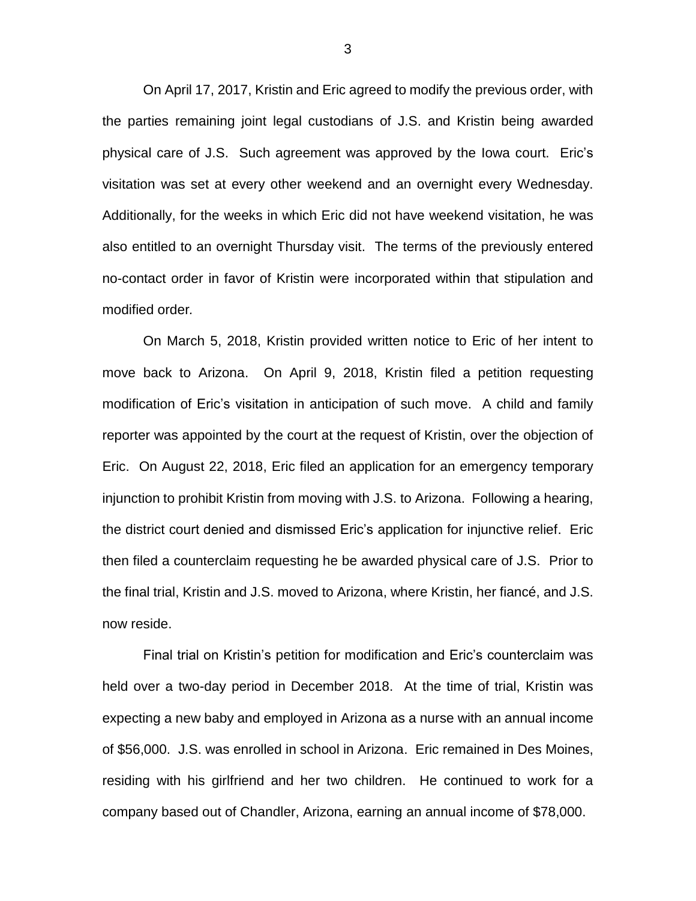On April 17, 2017, Kristin and Eric agreed to modify the previous order, with the parties remaining joint legal custodians of J.S. and Kristin being awarded physical care of J.S. Such agreement was approved by the Iowa court. Eric's visitation was set at every other weekend and an overnight every Wednesday. Additionally, for the weeks in which Eric did not have weekend visitation, he was also entitled to an overnight Thursday visit. The terms of the previously entered no-contact order in favor of Kristin were incorporated within that stipulation and modified order.

On March 5, 2018, Kristin provided written notice to Eric of her intent to move back to Arizona. On April 9, 2018, Kristin filed a petition requesting modification of Eric's visitation in anticipation of such move. A child and family reporter was appointed by the court at the request of Kristin, over the objection of Eric. On August 22, 2018, Eric filed an application for an emergency temporary injunction to prohibit Kristin from moving with J.S. to Arizona. Following a hearing, the district court denied and dismissed Eric's application for injunctive relief. Eric then filed a counterclaim requesting he be awarded physical care of J.S. Prior to the final trial, Kristin and J.S. moved to Arizona, where Kristin, her fiancé, and J.S. now reside.

Final trial on Kristin's petition for modification and Eric's counterclaim was held over a two-day period in December 2018. At the time of trial, Kristin was expecting a new baby and employed in Arizona as a nurse with an annual income of $56,000. J.S. was enrolled in school in Arizona. Eric remained in Des Moines, residing with his girlfriend and her two children. He continued to work for a company based out of Chandler, Arizona, earning an annual income of $78,000.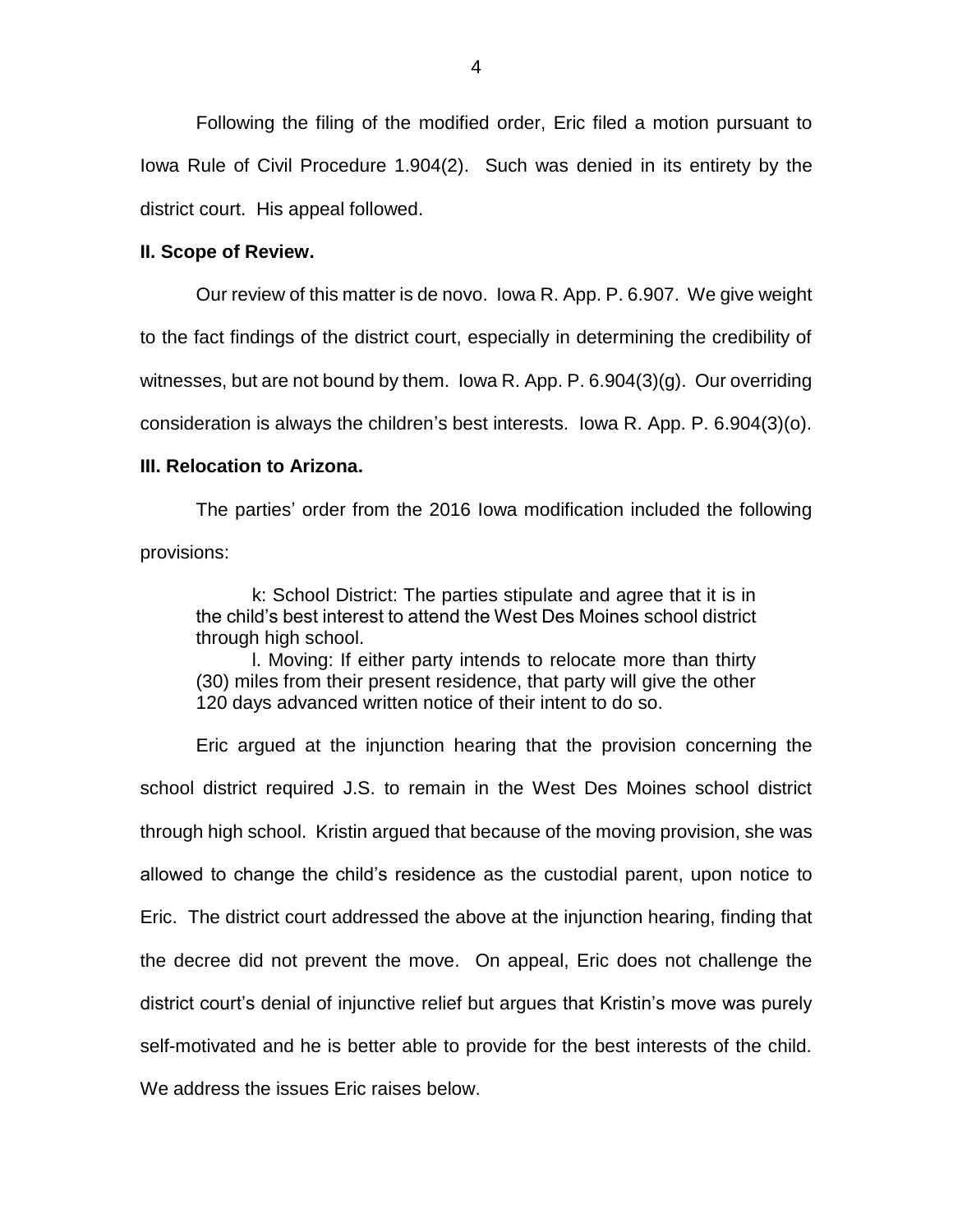Following the filing of the modified order, Eric filed a motion pursuant to Iowa Rule of Civil Procedure 1.904(2). Such was denied in its entirety by the district court. His appeal followed.

**II. Scope of Review.**

Our review of this matter is de novo. Iowa R. App. P. 6.907. We give weight to the fact findings of the district court, especially in determining the credibility of witnesses, but are not bound by them. Iowa R. App. P. 6.904(3)(g). Our overriding consideration is always the children's best interests. Iowa R. App. P. 6.904(3)(o).

**III. Relocation to Arizona.**

The parties' order from the 2016 Iowa modification included the following provisions:

> k: School District: The parties stipulate and agree that it is in the child's best interest to attend the West Des Moines school district through high school.
>
> l. Moving: If either party intends to relocate more than thirty (30) miles from their present residence, that party will give the other 120 days advanced written notice of their intent to do so.

Eric argued at the injunction hearing that the provision concerning the school district required J.S. to remain in the West Des Moines school district through high school. Kristin argued that because of the moving provision, she was allowed to change the child's residence as the custodial parent, upon notice to Eric. The district court addressed the above at the injunction hearing, finding that the decree did not prevent the move. On appeal, Eric does not challenge the district court's denial of injunctive relief but argues that Kristin's move was purely self-motivated and he is better able to provide for the best interests of the child. We address the issues Eric raises below.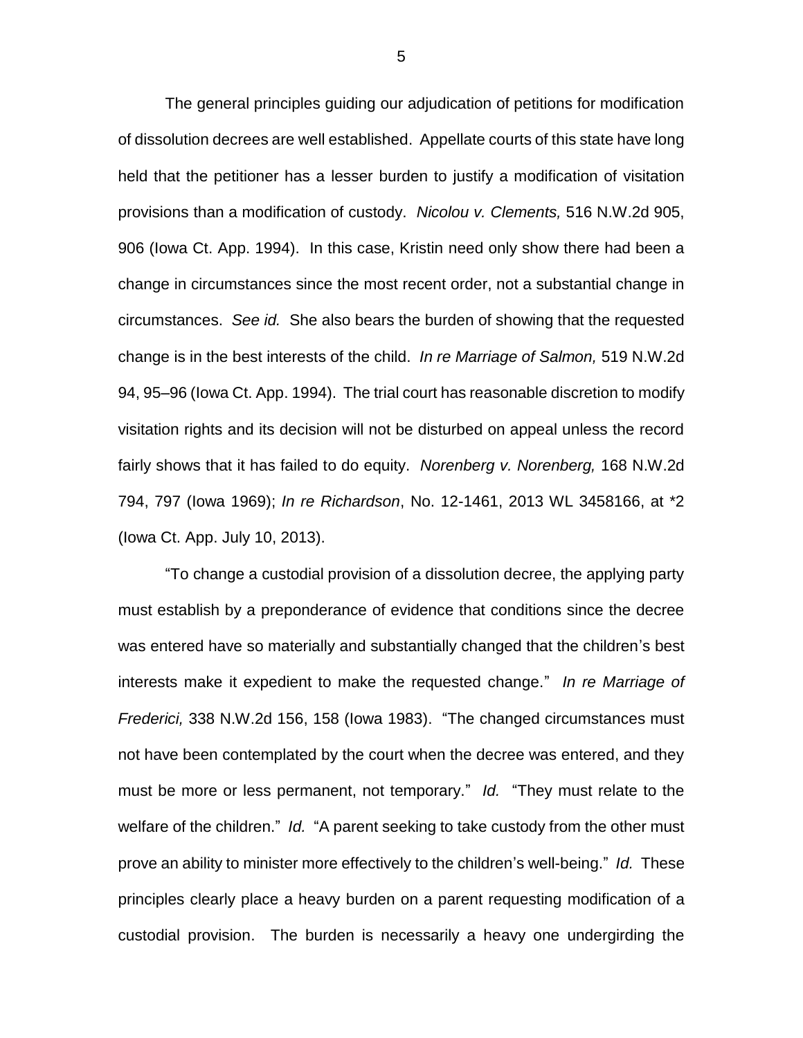The general principles guiding our adjudication of petitions for modification of dissolution decrees are well established. Appellate courts of this state have long held that the petitioner has a lesser burden to justify a modification of visitation provisions than a modification of custody. *Nicolou v. Clements,* 516 N.W.2d 905, 906 (Iowa Ct. App. 1994). In this case, Kristin need only show there had been a change in circumstances since the most recent order, not a substantial change in circumstances. *See id.* She also bears the burden of showing that the requested change is in the best interests of the child. *In re Marriage of Salmon,* 519 N.W.2d 94, 95–96 (Iowa Ct. App. 1994). The trial court has reasonable discretion to modify visitation rights and its decision will not be disturbed on appeal unless the record fairly shows that it has failed to do equity. *Norenberg v. Norenberg,* 168 N.W.2d 794, 797 (Iowa 1969); *In re Richardson*, No. 12-1461, 2013 WL 3458166, at *2 (Iowa Ct. App. July 10, 2013).

"To change a custodial provision of a dissolution decree, the applying party must establish by a preponderance of evidence that conditions since the decree was entered have so materially and substantially changed that the children's best interests make it expedient to make the requested change." *In re Marriage of Frederici,* 338 N.W.2d 156, 158 (Iowa 1983). "The changed circumstances must not have been contemplated by the court when the decree was entered, and they must be more or less permanent, not temporary." *Id.* "They must relate to the welfare of the children." *Id.* "A parent seeking to take custody from the other must prove an ability to minister more effectively to the children's well-being." *Id.* These principles clearly place a heavy burden on a parent requesting modification of a custodial provision. The burden is necessarily a heavy one undergirding the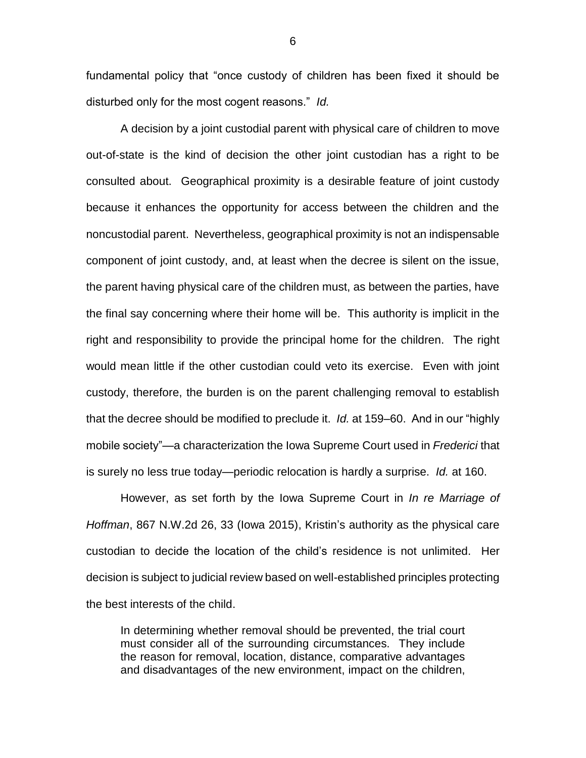fundamental policy that "once custody of children has been fixed it should be disturbed only for the most cogent reasons." *Id.*

A decision by a joint custodial parent with physical care of children to move out-of-state is the kind of decision the other joint custodian has a right to be consulted about. Geographical proximity is a desirable feature of joint custody because it enhances the opportunity for access between the children and the noncustodial parent. Nevertheless, geographical proximity is not an indispensable component of joint custody, and, at least when the decree is silent on the issue, the parent having physical care of the children must, as between the parties, have the final say concerning where their home will be. This authority is implicit in the right and responsibility to provide the principal home for the children. The right would mean little if the other custodian could veto its exercise. Even with joint custody, therefore, the burden is on the parent challenging removal to establish that the decree should be modified to preclude it. *Id.* at 159–60. And in our "highly mobile society"—a characterization the Iowa Supreme Court used in *Frederici* that is surely no less true today—periodic relocation is hardly a surprise. *Id.* at 160.

However, as set forth by the Iowa Supreme Court in *In re Marriage of Hoffman*, 867 N.W.2d 26, 33 (Iowa 2015), Kristin's authority as the physical care custodian to decide the location of the child's residence is not unlimited. Her decision is subject to judicial review based on well-established principles protecting the best interests of the child.

> In determining whether removal should be prevented, the trial court must consider all of the surrounding circumstances. They include the reason for removal, location, distance, comparative advantages and disadvantages of the new environment, impact on the children,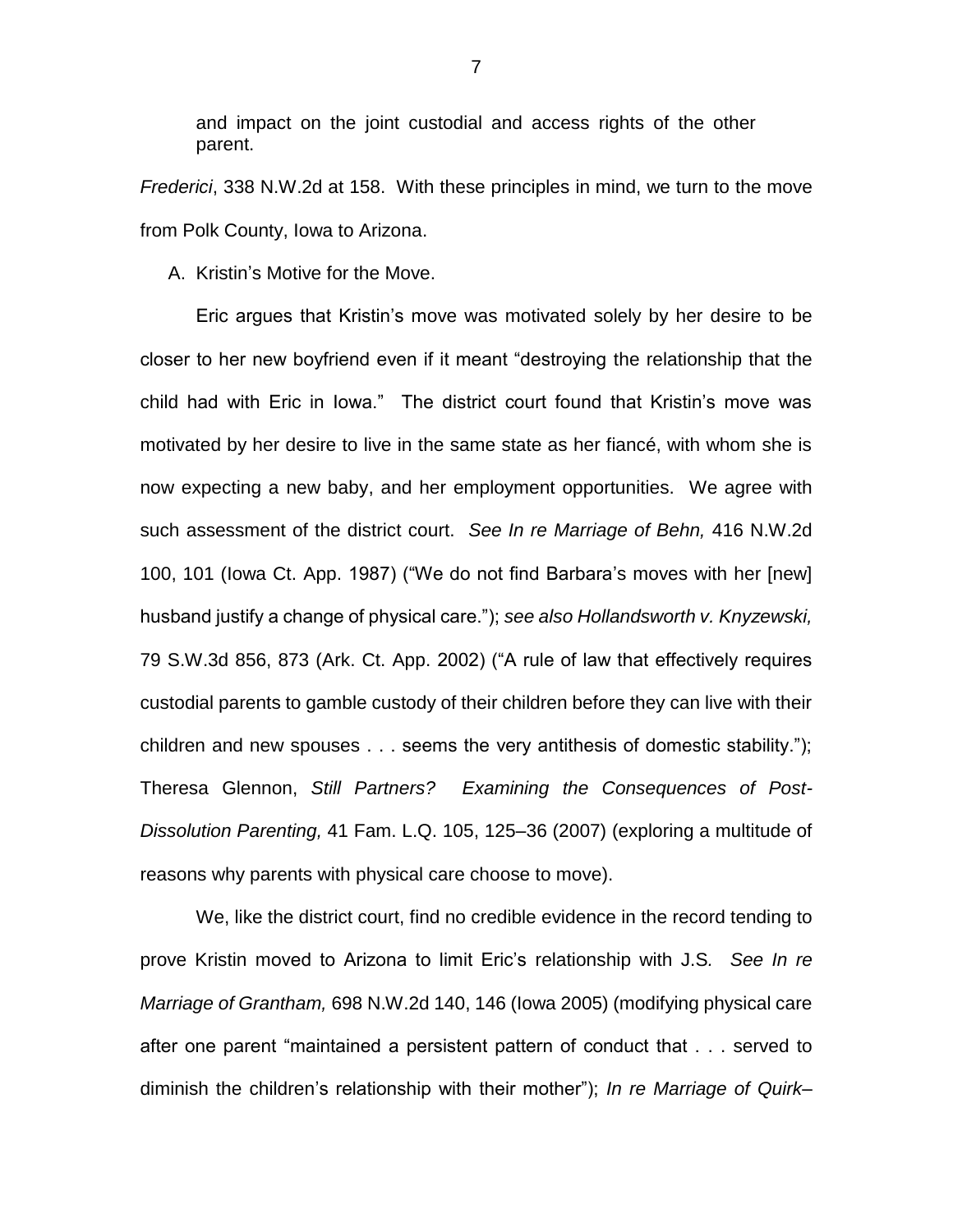> and impact on the joint custodial and access rights of the other parent.

*Frederici*, 338 N.W.2d at 158. With these principles in mind, we turn to the move from Polk County, Iowa to Arizona.

A. Kristin's Motive for the Move.

Eric argues that Kristin's move was motivated solely by her desire to be closer to her new boyfriend even if it meant "destroying the relationship that the child had with Eric in Iowa." The district court found that Kristin's move was motivated by her desire to live in the same state as her fiancé, with whom she is now expecting a new baby, and her employment opportunities. We agree with such assessment of the district court. *See In re Marriage of Behn,* 416 N.W.2d 100, 101 (Iowa Ct. App. 1987) ("We do not find Barbara's moves with her [new] husband justify a change of physical care."); *see also Hollandsworth v. Knyzewski,* 79 S.W.3d 856, 873 (Ark. Ct. App. 2002) ("A rule of law that effectively requires custodial parents to gamble custody of their children before they can live with their children and new spouses . . . seems the very antithesis of domestic stability."); Theresa Glennon, *Still Partners? Examining the Consequences of Post-Dissolution Parenting,* 41 Fam. L.Q. 105, 125–36 (2007) (exploring a multitude of reasons why parents with physical care choose to move).

We, like the district court, find no credible evidence in the record tending to prove Kristin moved to Arizona to limit Eric's relationship with J.S. *See In re Marriage of Grantham,* 698 N.W.2d 140, 146 (Iowa 2005) (modifying physical care after one parent "maintained a persistent pattern of conduct that . . . served to diminish the children's relationship with their mother"); *In re Marriage of Quirk–*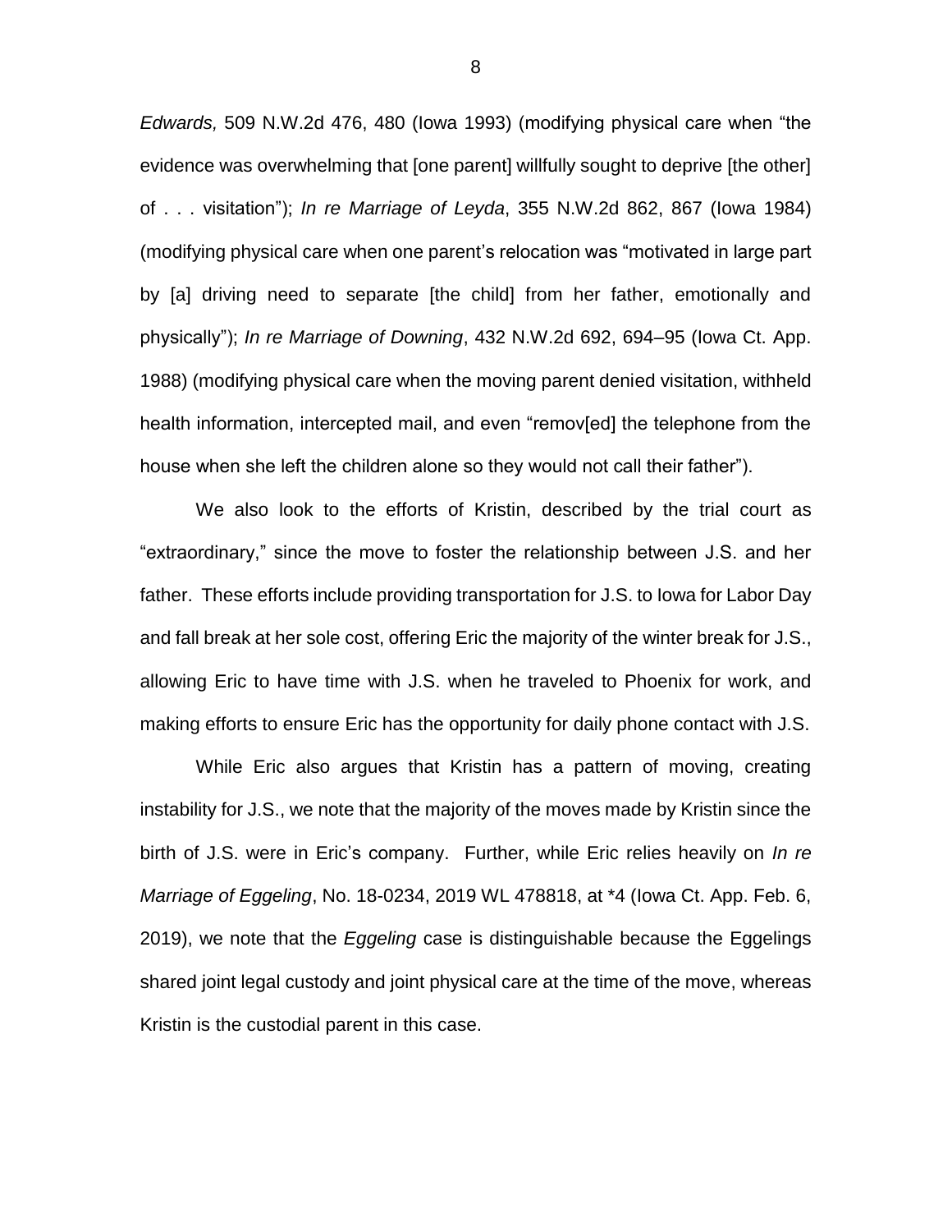*Edwards,* 509 N.W.2d 476, 480 (Iowa 1993) (modifying physical care when "the evidence was overwhelming that [one parent] willfully sought to deprive [the other] of . . . visitation"); *In re Marriage of Leyda*, 355 N.W.2d 862, 867 (Iowa 1984) (modifying physical care when one parent's relocation was "motivated in large part by [a] driving need to separate [the child] from her father, emotionally and physically"); *In re Marriage of Downing*, 432 N.W.2d 692, 694–95 (Iowa Ct. App. 1988) (modifying physical care when the moving parent denied visitation, withheld health information, intercepted mail, and even "remov[ed] the telephone from the house when she left the children alone so they would not call their father").

We also look to the efforts of Kristin, described by the trial court as "extraordinary," since the move to foster the relationship between J.S. and her father. These efforts include providing transportation for J.S. to Iowa for Labor Day and fall break at her sole cost, offering Eric the majority of the winter break for J.S., allowing Eric to have time with J.S. when he traveled to Phoenix for work, and making efforts to ensure Eric has the opportunity for daily phone contact with J.S.

While Eric also argues that Kristin has a pattern of moving, creating instability for J.S., we note that the majority of the moves made by Kristin since the birth of J.S. were in Eric's company. Further, while Eric relies heavily on *In re Marriage of Eggeling*, No. 18-0234, 2019 WL 478818, at *4 (Iowa Ct. App. Feb. 6, 2019), we note that the *Eggeling* case is distinguishable because the Eggelings shared joint legal custody and joint physical care at the time of the move, whereas Kristin is the custodial parent in this case.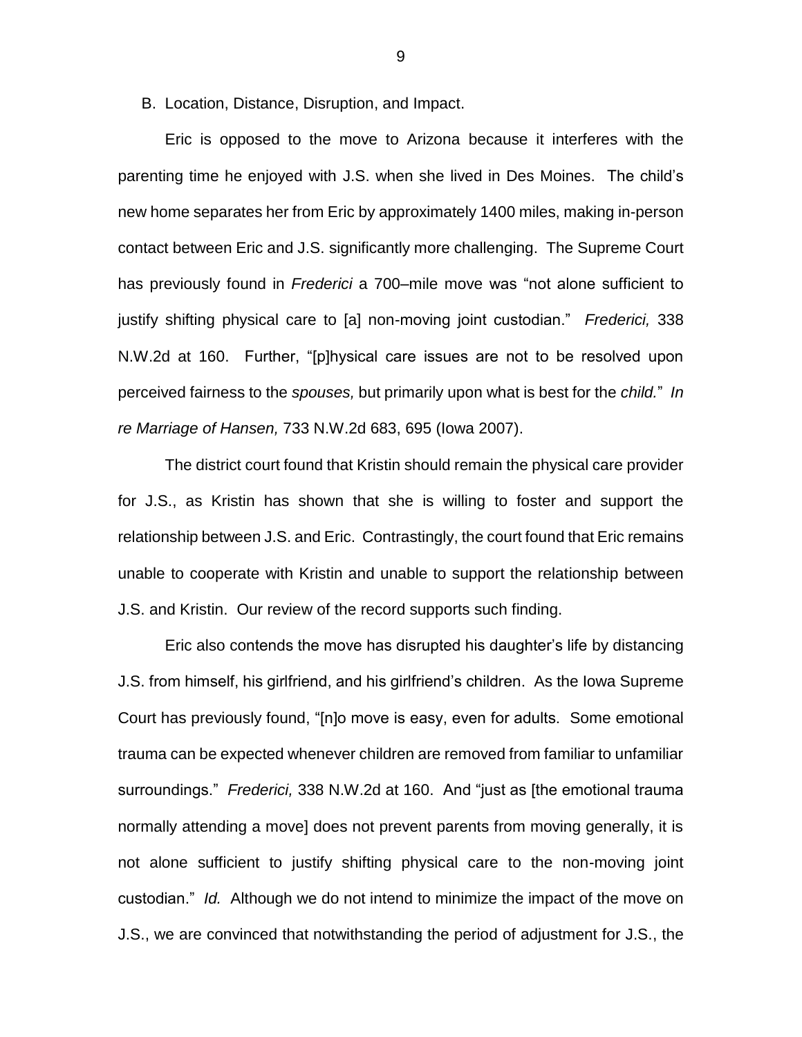B. Location, Distance, Disruption, and Impact.

Eric is opposed to the move to Arizona because it interferes with the parenting time he enjoyed with J.S. when she lived in Des Moines. The child's new home separates her from Eric by approximately 1400 miles, making in-person contact between Eric and J.S. significantly more challenging. The Supreme Court has previously found in *Frederici* a 700–mile move was "not alone sufficient to justify shifting physical care to [a] non-moving joint custodian." *Frederici,* 338 N.W.2d at 160. Further, "[p]hysical care issues are not to be resolved upon perceived fairness to the *spouses,* but primarily upon what is best for the *child.*" *In re Marriage of Hansen,* 733 N.W.2d 683, 695 (Iowa 2007).

The district court found that Kristin should remain the physical care provider for J.S., as Kristin has shown that she is willing to foster and support the relationship between J.S. and Eric. Contrastingly, the court found that Eric remains unable to cooperate with Kristin and unable to support the relationship between J.S. and Kristin. Our review of the record supports such finding.

Eric also contends the move has disrupted his daughter's life by distancing J.S. from himself, his girlfriend, and his girlfriend's children. As the Iowa Supreme Court has previously found, "[n]o move is easy, even for adults. Some emotional trauma can be expected whenever children are removed from familiar to unfamiliar surroundings." *Frederici,* 338 N.W.2d at 160. And "just as [the emotional trauma normally attending a move] does not prevent parents from moving generally, it is not alone sufficient to justify shifting physical care to the non-moving joint custodian." *Id.* Although we do not intend to minimize the impact of the move on J.S., we are convinced that notwithstanding the period of adjustment for J.S., the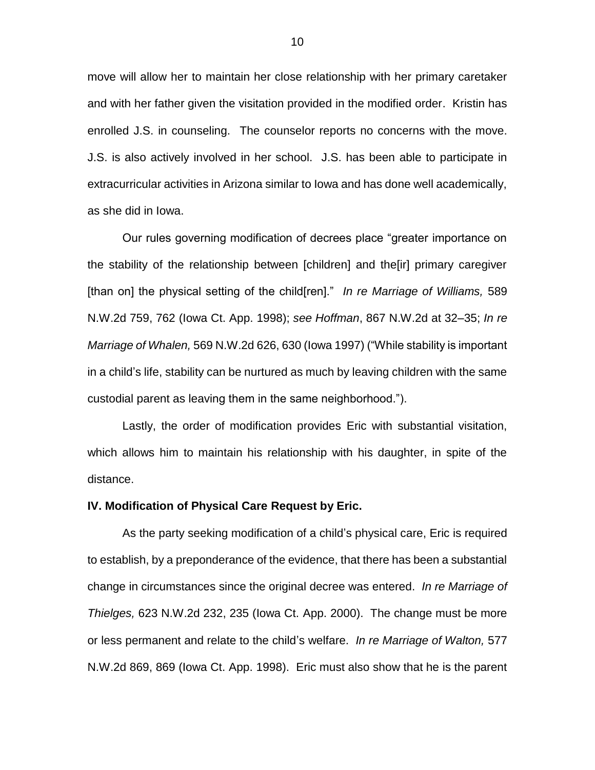move will allow her to maintain her close relationship with her primary caretaker and with her father given the visitation provided in the modified order. Kristin has enrolled J.S. in counseling. The counselor reports no concerns with the move. J.S. is also actively involved in her school. J.S. has been able to participate in extracurricular activities in Arizona similar to Iowa and has done well academically, as she did in Iowa.

Our rules governing modification of decrees place "greater importance on the stability of the relationship between [children] and the[ir] primary caregiver [than on] the physical setting of the child[ren]." *In re Marriage of Williams,* 589 N.W.2d 759, 762 (Iowa Ct. App. 1998); *see Hoffman*, 867 N.W.2d at 32–35; *In re Marriage of Whalen,* 569 N.W.2d 626, 630 (Iowa 1997) ("While stability is important in a child's life, stability can be nurtured as much by leaving children with the same custodial parent as leaving them in the same neighborhood.").

Lastly, the order of modification provides Eric with substantial visitation, which allows him to maintain his relationship with his daughter, in spite of the distance.

**IV. Modification of Physical Care Request by Eric.**

As the party seeking modification of a child's physical care, Eric is required to establish, by a preponderance of the evidence, that there has been a substantial change in circumstances since the original decree was entered. *In re Marriage of Thielges,* 623 N.W.2d 232, 235 (Iowa Ct. App. 2000). The change must be more or less permanent and relate to the child's welfare. *In re Marriage of Walton,* 577 N.W.2d 869, 869 (Iowa Ct. App. 1998). Eric must also show that he is the parent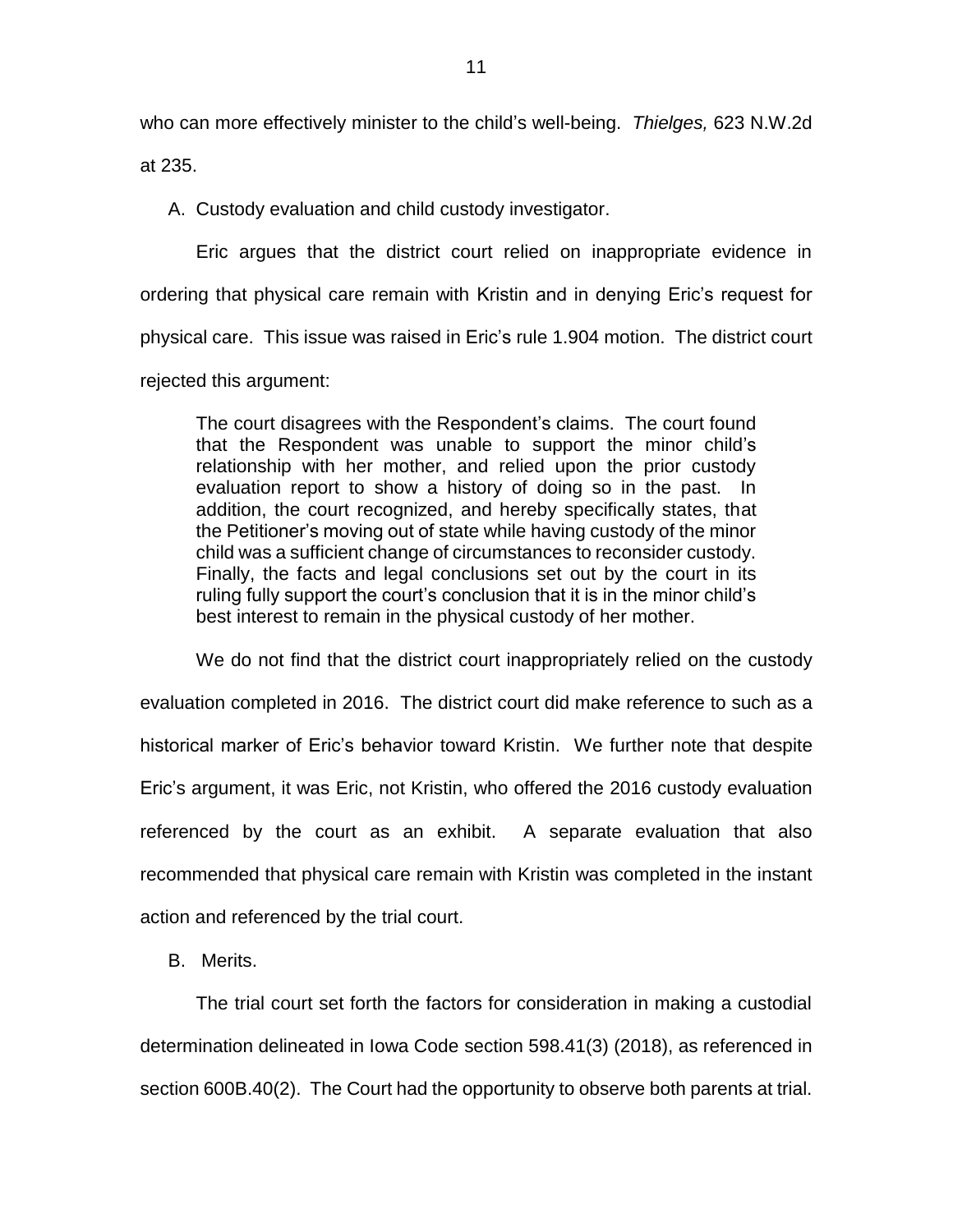who can more effectively minister to the child's well-being. *Thielges,* 623 N.W.2d at 235.

A. Custody evaluation and child custody investigator.

Eric argues that the district court relied on inappropriate evidence in ordering that physical care remain with Kristin and in denying Eric's request for physical care. This issue was raised in Eric's rule 1.904 motion. The district court rejected this argument:

> The court disagrees with the Respondent's claims. The court found that the Respondent was unable to support the minor child's relationship with her mother, and relied upon the prior custody evaluation report to show a history of doing so in the past. In addition, the court recognized, and hereby specifically states, that the Petitioner's moving out of state while having custody of the minor child was a sufficient change of circumstances to reconsider custody. Finally, the facts and legal conclusions set out by the court in its ruling fully support the court's conclusion that it is in the minor child's best interest to remain in the physical custody of her mother.

We do not find that the district court inappropriately relied on the custody evaluation completed in 2016. The district court did make reference to such as a historical marker of Eric's behavior toward Kristin. We further note that despite Eric's argument, it was Eric, not Kristin, who offered the 2016 custody evaluation referenced by the court as an exhibit. A separate evaluation that also recommended that physical care remain with Kristin was completed in the instant action and referenced by the trial court.

B. Merits.

The trial court set forth the factors for consideration in making a custodial determination delineated in Iowa Code section 598.41(3) (2018), as referenced in section 600B.40(2). The Court had the opportunity to observe both parents at trial.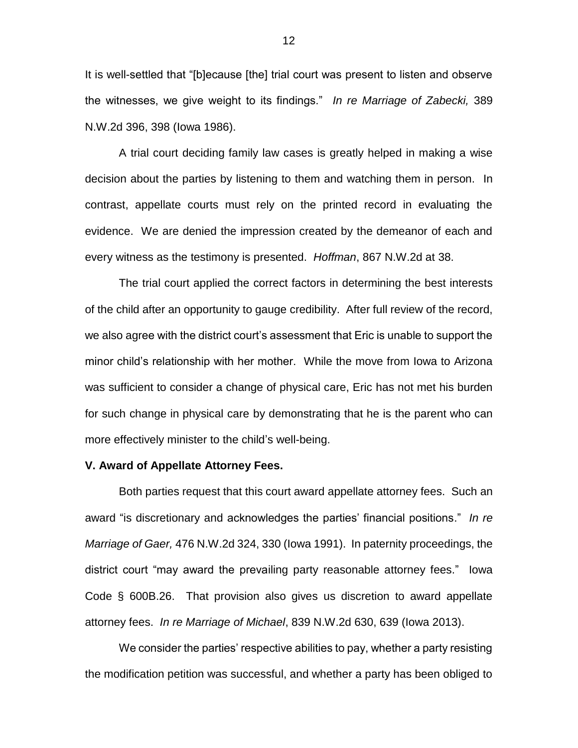It is well-settled that "[b]ecause [the] trial court was present to listen and observe the witnesses, we give weight to its findings." *In re Marriage of Zabecki,* 389 N.W.2d 396, 398 (Iowa 1986).

A trial court deciding family law cases is greatly helped in making a wise decision about the parties by listening to them and watching them in person. In contrast, appellate courts must rely on the printed record in evaluating the evidence. We are denied the impression created by the demeanor of each and every witness as the testimony is presented. *Hoffman*, 867 N.W.2d at 38.

The trial court applied the correct factors in determining the best interests of the child after an opportunity to gauge credibility. After full review of the record, we also agree with the district court's assessment that Eric is unable to support the minor child's relationship with her mother. While the move from Iowa to Arizona was sufficient to consider a change of physical care, Eric has not met his burden for such change in physical care by demonstrating that he is the parent who can more effectively minister to the child's well-being.

**V. Award of Appellate Attorney Fees.**

Both parties request that this court award appellate attorney fees. Such an award "is discretionary and acknowledges the parties' financial positions." *In re Marriage of Gaer,* 476 N.W.2d 324, 330 (Iowa 1991). In paternity proceedings, the district court "may award the prevailing party reasonable attorney fees." Iowa Code § 600B.26. That provision also gives us discretion to award appellate attorney fees. *In re Marriage of Michael*, 839 N.W.2d 630, 639 (Iowa 2013).

We consider the parties' respective abilities to pay, whether a party resisting the modification petition was successful, and whether a party has been obliged to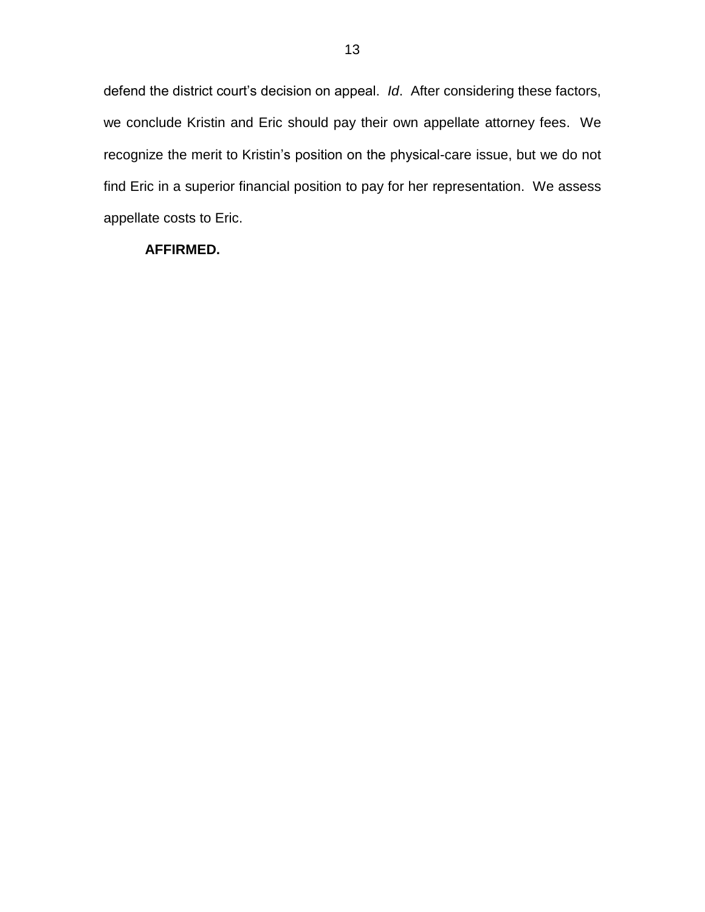defend the district court's decision on appeal. *Id*. After considering these factors, we conclude Kristin and Eric should pay their own appellate attorney fees. We recognize the merit to Kristin's position on the physical-care issue, but we do not find Eric in a superior financial position to pay for her representation. We assess appellate costs to Eric.

**AFFIRMED.**